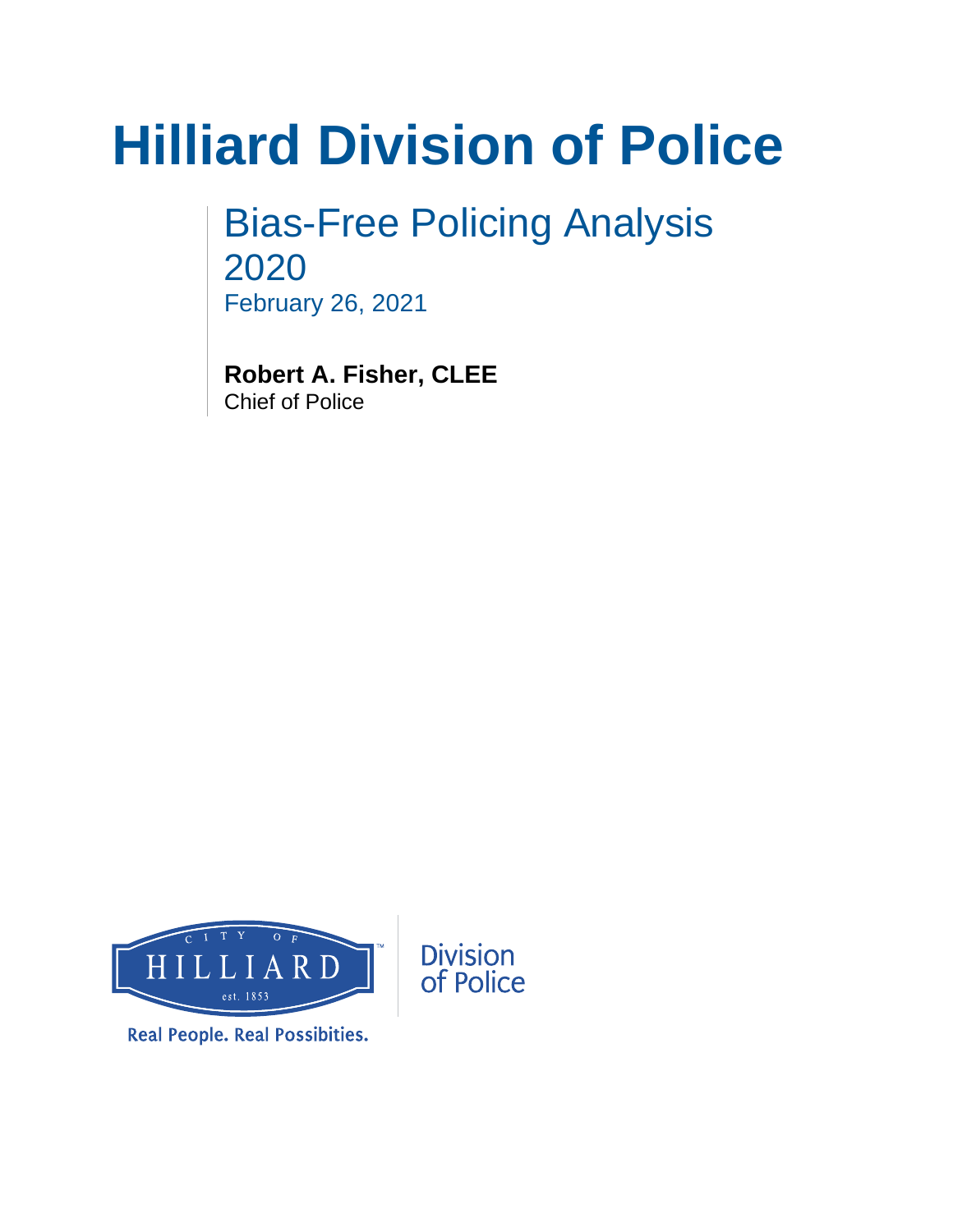# Hilliard Division of Police

## Bias-Free Policing Analysis 2020

February 26, 2021

**Robert A. Fisher, CLEE**
Chief of Police

CITY OF HILLIARD est. 1853

Division of Police

Real People. Real Possibities.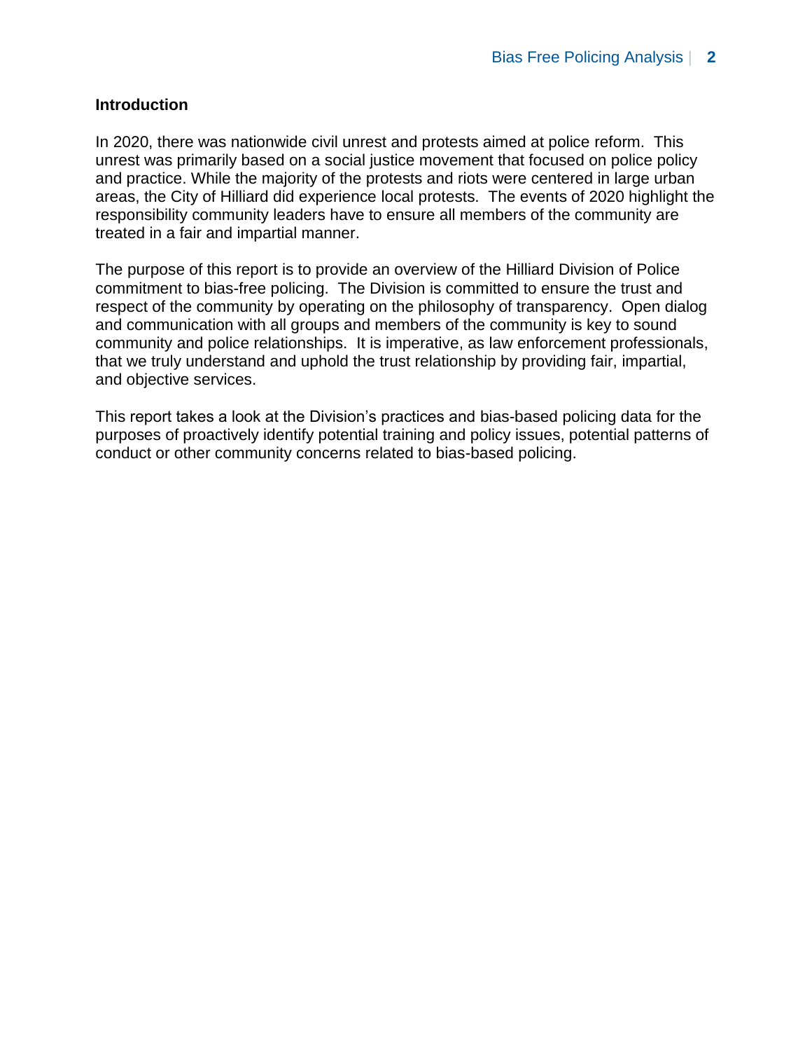## Introduction

In 2020, there was nationwide civil unrest and protests aimed at police reform. This unrest was primarily based on a social justice movement that focused on police policy and practice. While the majority of the protests and riots were centered in large urban areas, the City of Hilliard did experience local protests. The events of 2020 highlight the responsibility community leaders have to ensure all members of the community are treated in a fair and impartial manner.

The purpose of this report is to provide an overview of the Hilliard Division of Police commitment to bias-free policing. The Division is committed to ensure the trust and respect of the community by operating on the philosophy of transparency. Open dialog and communication with all groups and members of the community is key to sound community and police relationships. It is imperative, as law enforcement professionals, that we truly understand and uphold the trust relationship by providing fair, impartial, and objective services.

This report takes a look at the Division's practices and bias-based policing data for the purposes of proactively identify potential training and policy issues, potential patterns of conduct or other community concerns related to bias-based policing.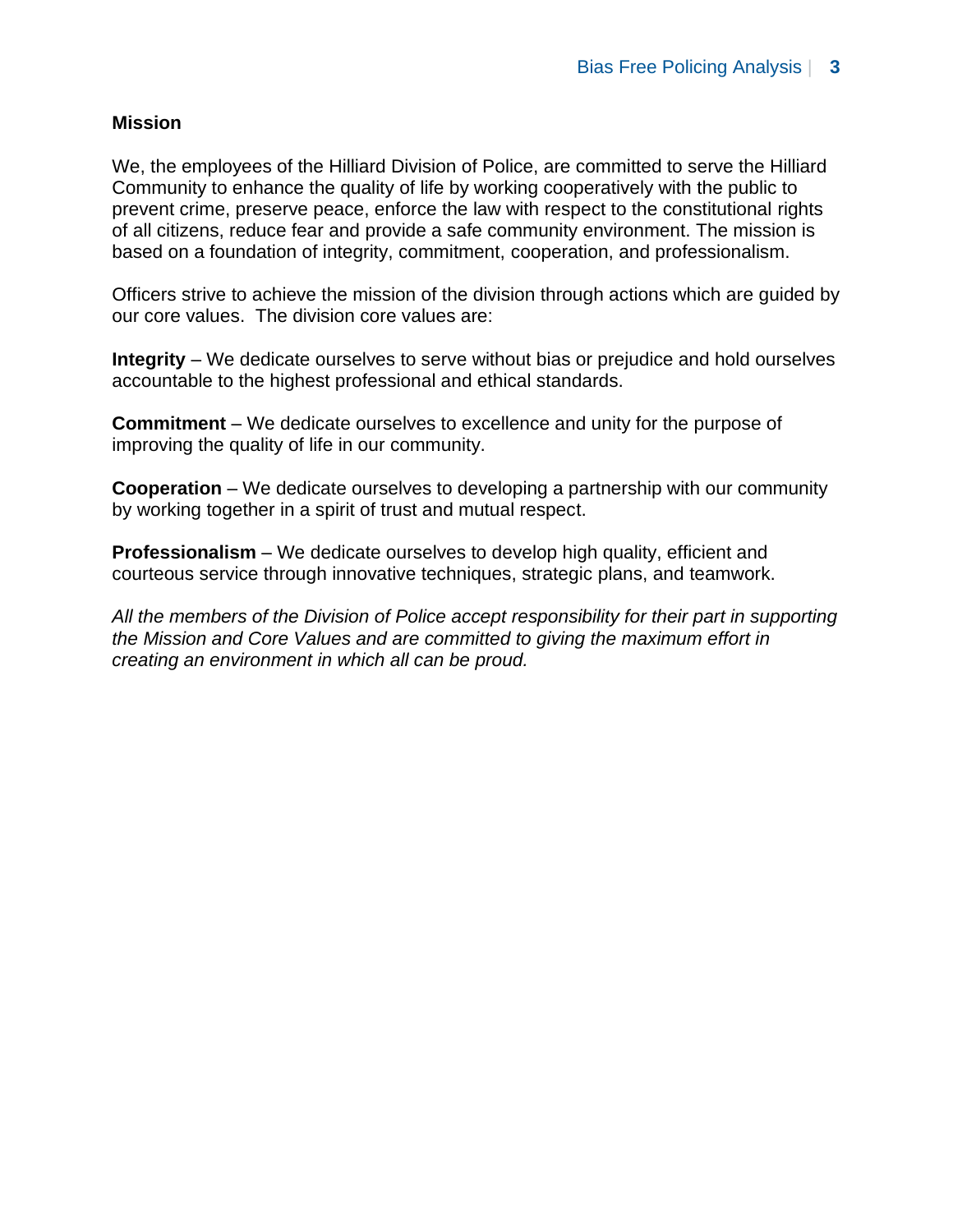## Mission

We, the employees of the Hilliard Division of Police, are committed to serve the Hilliard Community to enhance the quality of life by working cooperatively with the public to prevent crime, preserve peace, enforce the law with respect to the constitutional rights of all citizens, reduce fear and provide a safe community environment. The mission is based on a foundation of integrity, commitment, cooperation, and professionalism.

Officers strive to achieve the mission of the division through actions which are guided by our core values. The division core values are:

**Integrity** – We dedicate ourselves to serve without bias or prejudice and hold ourselves accountable to the highest professional and ethical standards.

**Commitment** – We dedicate ourselves to excellence and unity for the purpose of improving the quality of life in our community.

**Cooperation** – We dedicate ourselves to developing a partnership with our community by working together in a spirit of trust and mutual respect.

**Professionalism** – We dedicate ourselves to develop high quality, efficient and courteous service through innovative techniques, strategic plans, and teamwork.

*All the members of the Division of Police accept responsibility for their part in supporting the Mission and Core Values and are committed to giving the maximum effort in creating an environment in which all can be proud.*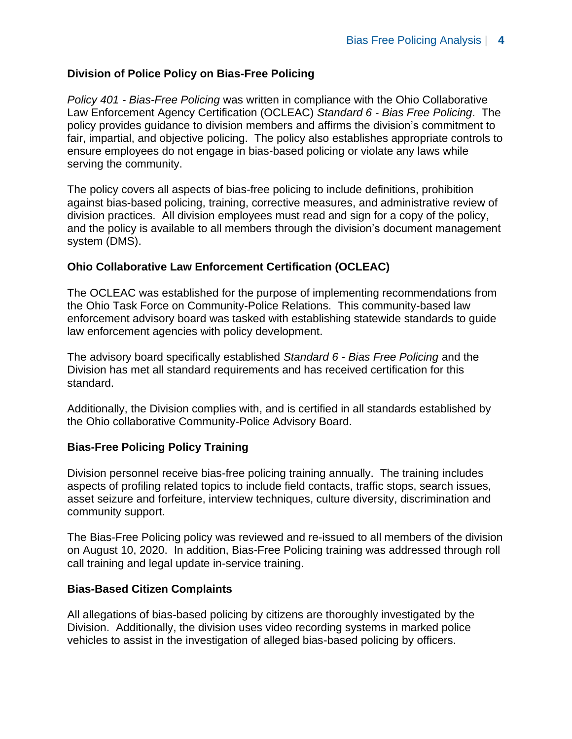### Division of Police Policy on Bias-Free Policing

*Policy 401 - Bias-Free Policing* was written in compliance with the Ohio Collaborative Law Enforcement Agency Certification (OCLEAC) *Standard 6 - Bias Free Policing*. The policy provides guidance to division members and affirms the division's commitment to fair, impartial, and objective policing. The policy also establishes appropriate controls to ensure employees do not engage in bias-based policing or violate any laws while serving the community.

The policy covers all aspects of bias-free policing to include definitions, prohibition against bias-based policing, training, corrective measures, and administrative review of division practices. All division employees must read and sign for a copy of the policy, and the policy is available to all members through the division's document management system (DMS).

### Ohio Collaborative Law Enforcement Certification (OCLEAC)

The OCLEAC was established for the purpose of implementing recommendations from the Ohio Task Force on Community-Police Relations. This community-based law enforcement advisory board was tasked with establishing statewide standards to guide law enforcement agencies with policy development.

The advisory board specifically established *Standard 6 - Bias Free Policing* and the Division has met all standard requirements and has received certification for this standard.

Additionally, the Division complies with, and is certified in all standards established by the Ohio collaborative Community-Police Advisory Board.

### Bias-Free Policing Policy Training

Division personnel receive bias-free policing training annually. The training includes aspects of profiling related topics to include field contacts, traffic stops, search issues, asset seizure and forfeiture, interview techniques, culture diversity, discrimination and community support.

The Bias-Free Policing policy was reviewed and re-issued to all members of the division on August 10, 2020. In addition, Bias-Free Policing training was addressed through roll call training and legal update in-service training.

### Bias-Based Citizen Complaints

All allegations of bias-based policing by citizens are thoroughly investigated by the Division. Additionally, the division uses video recording systems in marked police vehicles to assist in the investigation of alleged bias-based policing by officers.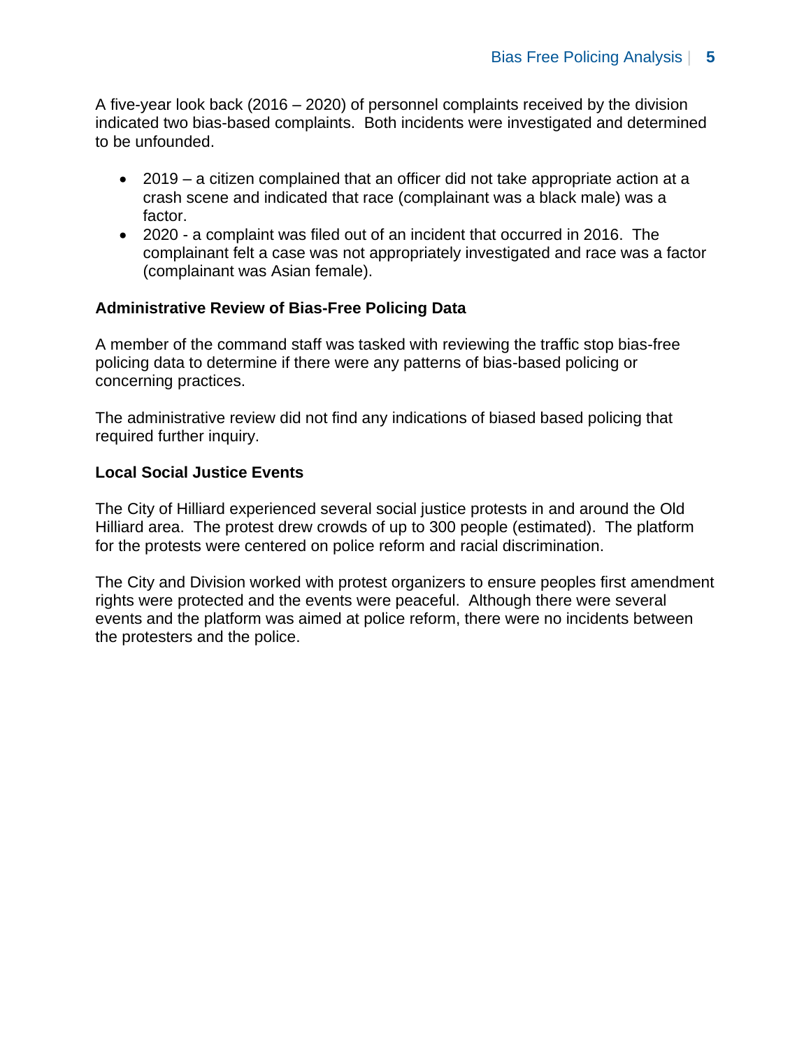A five-year look back (2016 – 2020) of personnel complaints received by the division indicated two bias-based complaints. Both incidents were investigated and determined to be unfounded.

- 2019 – a citizen complained that an officer did not take appropriate action at a crash scene and indicated that race (complainant was a black male) was a factor.
- 2020 - a complaint was filed out of an incident that occurred in 2016. The complainant felt a case was not appropriately investigated and race was a factor (complainant was Asian female).

**Administrative Review of Bias-Free Policing Data**

A member of the command staff was tasked with reviewing the traffic stop bias-free policing data to determine if there were any patterns of bias-based policing or concerning practices.

The administrative review did not find any indications of biased based policing that required further inquiry.

**Local Social Justice Events**

The City of Hilliard experienced several social justice protests in and around the Old Hilliard area. The protest drew crowds of up to 300 people (estimated). The platform for the protests were centered on police reform and racial discrimination.

The City and Division worked with protest organizers to ensure peoples first amendment rights were protected and the events were peaceful. Although there were several events and the platform was aimed at police reform, there were no incidents between the protesters and the police.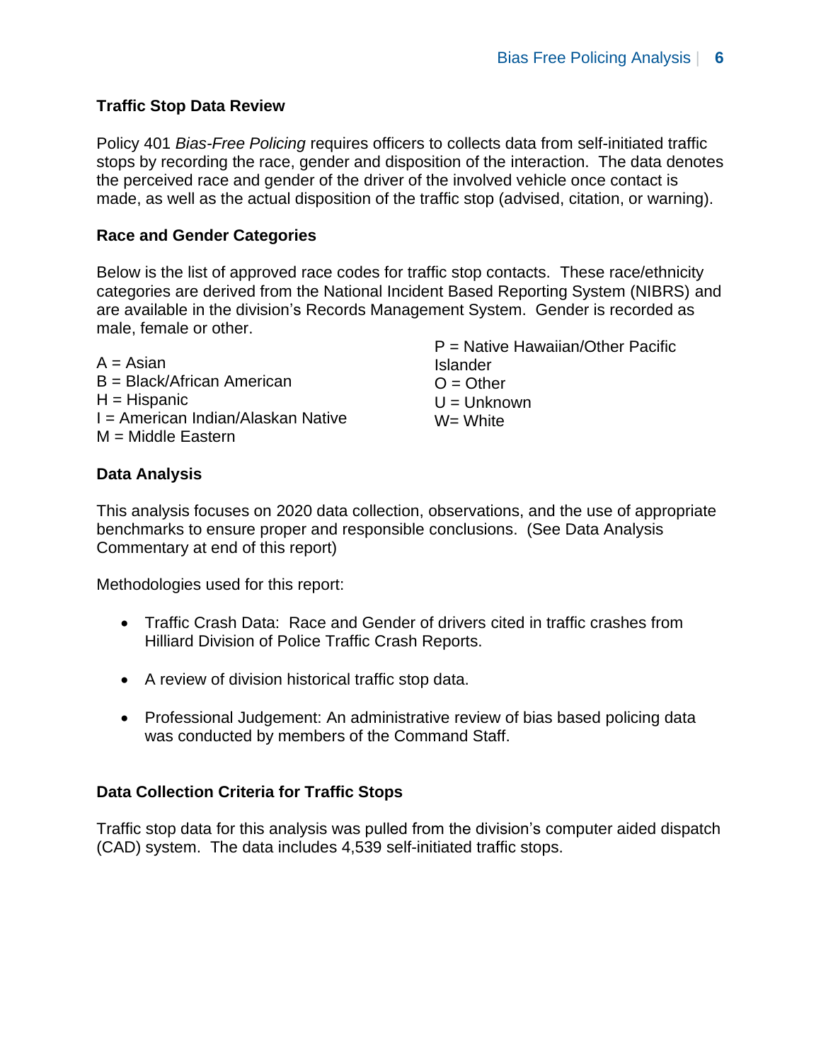**Traffic Stop Data Review**

Policy 401 *Bias-Free Policing* requires officers to collects data from self-initiated traffic stops by recording the race, gender and disposition of the interaction. The data denotes the perceived race and gender of the driver of the involved vehicle once contact is made, as well as the actual disposition of the traffic stop (advised, citation, or warning).

**Race and Gender Categories**

Below is the list of approved race codes for traffic stop contacts. These race/ethnicity categories are derived from the National Incident Based Reporting System (NIBRS) and are available in the division's Records Management System. Gender is recorded as male, female or other.

A = Asian
B = Black/African American
H = Hispanic
I = American Indian/Alaskan Native
M = Middle Eastern
P = Native Hawaiian/Other Pacific Islander
O = Other
U = Unknown
W= White

**Data Analysis**

This analysis focuses on 2020 data collection, observations, and the use of appropriate benchmarks to ensure proper and responsible conclusions. (See Data Analysis Commentary at end of this report)

Methodologies used for this report:

- Traffic Crash Data: Race and Gender of drivers cited in traffic crashes from Hilliard Division of Police Traffic Crash Reports.
- A review of division historical traffic stop data.
- Professional Judgement: An administrative review of bias based policing data was conducted by members of the Command Staff.

**Data Collection Criteria for Traffic Stops**

Traffic stop data for this analysis was pulled from the division's computer aided dispatch (CAD) system. The data includes 4,539 self-initiated traffic stops.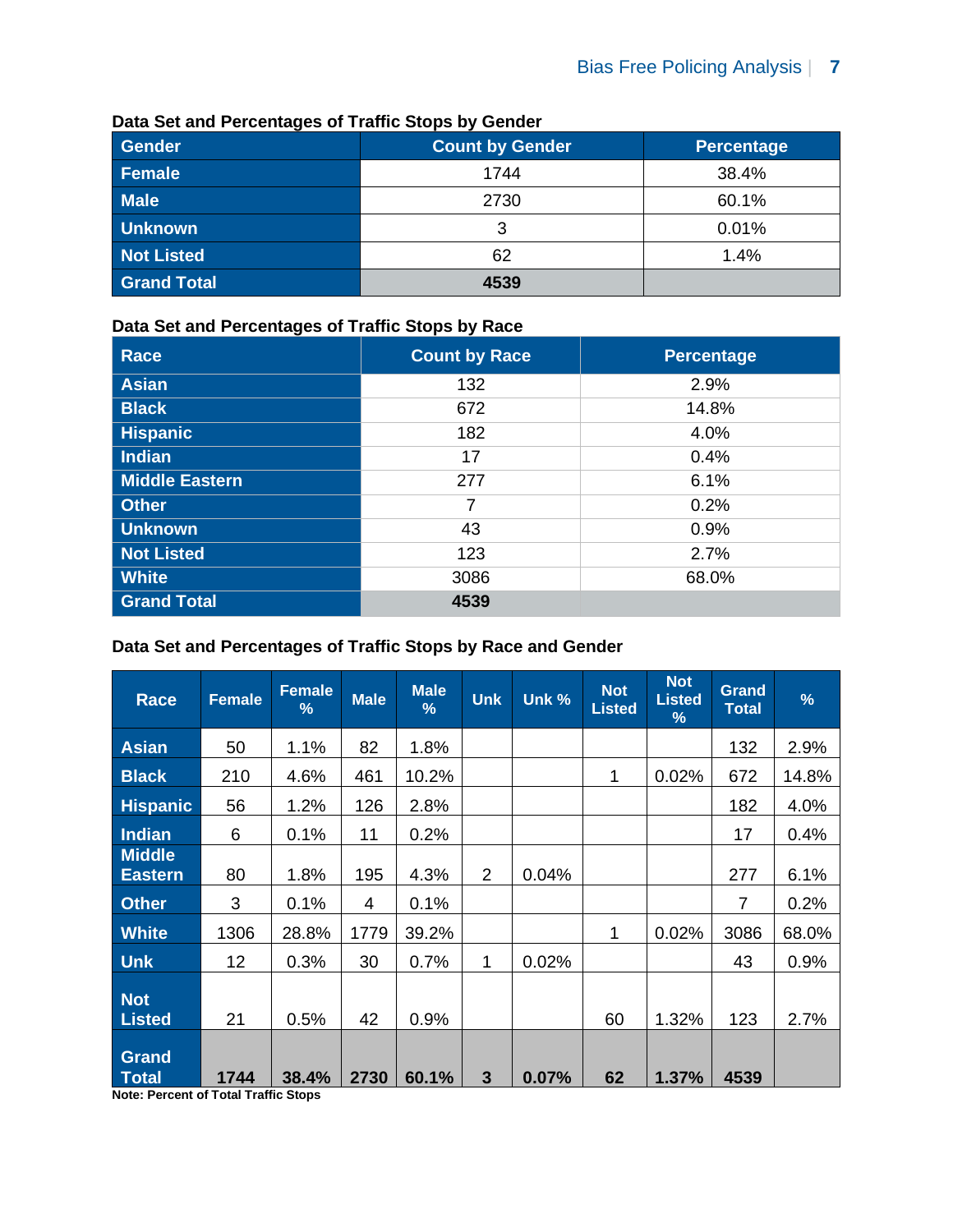**Data Set and Percentages of Traffic Stops by Gender**

| Gender | Count by Gender | Percentage |
|---|---|---|
| Female | 1744 | 38.4% |
| Male | 2730 | 60.1% |
| Unknown | 3 | 0.01% |
| Not Listed | 62 | 1.4% |
| Grand Total | **4539** | |

**Data Set and Percentages of Traffic Stops by Race**

| Race | Count by Race | Percentage |
|---|---|---|
| Asian | 132 | 2.9% |
| Black | 672 | 14.8% |
| Hispanic | 182 | 4.0% |
| Indian | 17 | 0.4% |
| Middle Eastern | 277 | 6.1% |
| Other | 7 | 0.2% |
| Unknown | 43 | 0.9% |
| Not Listed | 123 | 2.7% |
| White | 3086 | 68.0% |
| Grand Total | **4539** | |

**Data Set and Percentages of Traffic Stops by Race and Gender**

| Race | Female | Female % | Male | Male % | Unk | Unk % | Not Listed | Not Listed % | Grand Total | % |
|---|---|---|---|---|---|---|---|---|---|---|
| Asian | 50 | 1.1% | 82 | 1.8% | | | | | 132 | 2.9% |
| Black | 210 | 4.6% | 461 | 10.2% | | | 1 | 0.02% | 672 | 14.8% |
| Hispanic | 56 | 1.2% | 126 | 2.8% | | | | | 182 | 4.0% |
| Indian | 6 | 0.1% | 11 | 0.2% | | | | | 17 | 0.4% |
| Middle Eastern | 80 | 1.8% | 195 | 4.3% | 2 | 0.04% | | | 277 | 6.1% |
| Other | 3 | 0.1% | 4 | 0.1% | | | | | 7 | 0.2% |
| White | 1306 | 28.8% | 1779 | 39.2% | | | 1 | 0.02% | 3086 | 68.0% |
| Unk | 12 | 0.3% | 30 | 0.7% | 1 | 0.02% | | | 43 | 0.9% |
| Not Listed | 21 | 0.5% | 42 | 0.9% | | | 60 | 1.32% | 123 | 2.7% |
| Grand Total | **1744** | **38.4%** | **2730** | **60.1%** | **3** | **0.07%** | **62** | **1.37%** | **4539** | |

**Note: Percent of Total Traffic Stops**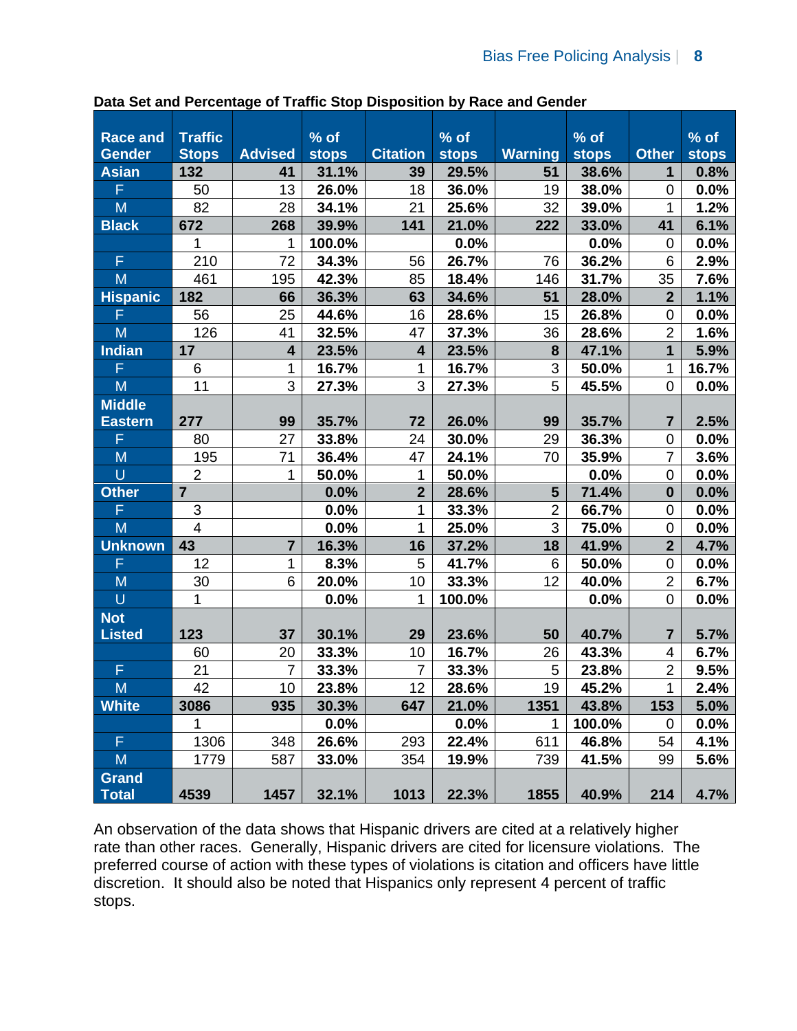**Data Set and Percentage of Traffic Stop Disposition by Race and Gender**

| Race and Gender | Traffic Stops | Advised | % of stops | Citation | % of stops | Warning | % of stops | Other | % of stops |
|---|---|---|---|---|---|---|---|---|---|
| **Asian** | **132** | **41** | **31.1%** | **39** | **29.5%** | **51** | **38.6%** | **1** | **0.8%** |
| F | 50 | 13 | **26.0%** | 18 | **36.0%** | 19 | **38.0%** | 0 | **0.0%** |
| M | 82 | 28 | **34.1%** | 21 | **25.6%** | 32 | **39.0%** | 1 | **1.2%** |
| **Black** | **672** | **268** | **39.9%** | **141** | **21.0%** | **222** | **33.0%** | **41** | **6.1%** |
| | 1 | 1 | **100.0%** | | **0.0%** | | **0.0%** | 0 | **0.0%** |
| F | 210 | 72 | **34.3%** | 56 | **26.7%** | 76 | **36.2%** | 6 | **2.9%** |
| M | 461 | 195 | **42.3%** | 85 | **18.4%** | 146 | **31.7%** | 35 | **7.6%** |
| **Hispanic** | **182** | **66** | **36.3%** | **63** | **34.6%** | **51** | **28.0%** | **2** | **1.1%** |
| F | 56 | 25 | **44.6%** | 16 | **28.6%** | 15 | **26.8%** | 0 | **0.0%** |
| M | 126 | 41 | **32.5%** | 47 | **37.3%** | 36 | **28.6%** | 2 | **1.6%** |
| **Indian** | **17** | **4** | **23.5%** | **4** | **23.5%** | **8** | **47.1%** | **1** | **5.9%** |
| F | 6 | 1 | **16.7%** | 1 | **16.7%** | 3 | **50.0%** | 1 | **16.7%** |
| M | 11 | 3 | **27.3%** | 3 | **27.3%** | 5 | **45.5%** | 0 | **0.0%** |
| **Middle Eastern** | **277** | **99** | **35.7%** | **72** | **26.0%** | **99** | **35.7%** | **7** | **2.5%** |
| F | 80 | 27 | **33.8%** | 24 | **30.0%** | 29 | **36.3%** | 0 | **0.0%** |
| M | 195 | 71 | **36.4%** | 47 | **24.1%** | 70 | **35.9%** | 7 | **3.6%** |
| U | 2 | 1 | **50.0%** | 1 | **50.0%** | | **0.0%** | 0 | **0.0%** |
| **Other** | **7** | | **0.0%** | **2** | **28.6%** | **5** | **71.4%** | **0** | **0.0%** |
| F | 3 | | **0.0%** | 1 | **33.3%** | 2 | **66.7%** | 0 | **0.0%** |
| M | 4 | | **0.0%** | 1 | **25.0%** | 3 | **75.0%** | 0 | **0.0%** |
| **Unknown** | **43** | **7** | **16.3%** | **16** | **37.2%** | **18** | **41.9%** | **2** | **4.7%** |
| F | 12 | 1 | **8.3%** | 5 | **41.7%** | 6 | **50.0%** | 0 | **0.0%** |
| M | 30 | 6 | **20.0%** | 10 | **33.3%** | 12 | **40.0%** | 2 | **6.7%** |
| U | 1 | | **0.0%** | 1 | **100.0%** | | **0.0%** | 0 | **0.0%** |
| **Not Listed** | **123** | **37** | **30.1%** | **29** | **23.6%** | **50** | **40.7%** | **7** | **5.7%** |
| | 60 | 20 | **33.3%** | 10 | **16.7%** | 26 | **43.3%** | 4 | **6.7%** |
| F | 21 | 7 | **33.3%** | 7 | **33.3%** | 5 | **23.8%** | 2 | **9.5%** |
| M | 42 | 10 | **23.8%** | 12 | **28.6%** | 19 | **45.2%** | 1 | **2.4%** |
| **White** | **3086** | **935** | **30.3%** | **647** | **21.0%** | **1351** | **43.8%** | **153** | **5.0%** |
| | 1 | | **0.0%** | | **0.0%** | 1 | **100.0%** | 0 | **0.0%** |
| F | 1306 | 348 | **26.6%** | 293 | **22.4%** | 611 | **46.8%** | 54 | **4.1%** |
| M | 1779 | 587 | **33.0%** | 354 | **19.9%** | 739 | **41.5%** | 99 | **5.6%** |
| **Grand Total** | **4539** | **1457** | **32.1%** | **1013** | **22.3%** | **1855** | **40.9%** | **214** | **4.7%** |

An observation of the data shows that Hispanic drivers are cited at a relatively higher rate than other races. Generally, Hispanic drivers are cited for licensure violations. The preferred course of action with these types of violations is citation and officers have little discretion. It should also be noted that Hispanics only represent 4 percent of traffic stops.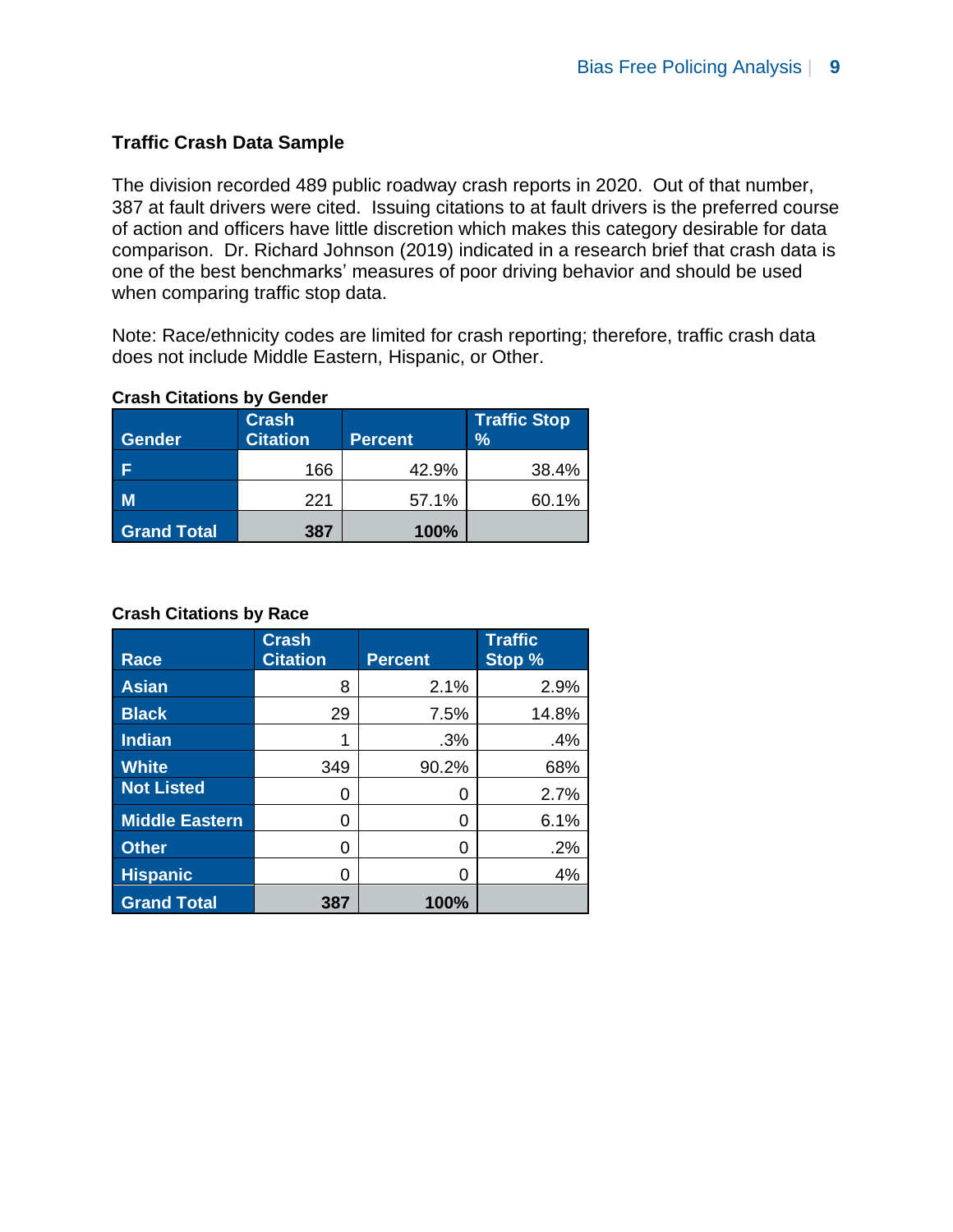### Traffic Crash Data Sample

The division recorded 489 public roadway crash reports in 2020. Out of that number, 387 at fault drivers were cited. Issuing citations to at fault drivers is the preferred course of action and officers have little discretion which makes this category desirable for data comparison. Dr. Richard Johnson (2019) indicated in a research brief that crash data is one of the best benchmarks' measures of poor driving behavior and should be used when comparing traffic stop data.

Note: Race/ethnicity codes are limited for crash reporting; therefore, traffic crash data does not include Middle Eastern, Hispanic, or Other.

**Crash Citations by Gender**

| Gender | Crash Citation | Percent | Traffic Stop % |
|---|---|---|---|
| F | 166 | 42.9% | 38.4% |
| M | 221 | 57.1% | 60.1% |
| **Grand Total** | **387** | **100%** | |

**Crash Citations by Race**

| Race | Crash Citation | Percent | Traffic Stop % |
|---|---|---|---|
| Asian | 8 | 2.1% | 2.9% |
| Black | 29 | 7.5% | 14.8% |
| Indian | 1 | .3% | .4% |
| White | 349 | 90.2% | 68% |
| Not Listed | 0 | 0 | 2.7% |
| Middle Eastern | 0 | 0 | 6.1% |
| Other | 0 | 0 | .2% |
| Hispanic | 0 | 0 | 4% |
| **Grand Total** | **387** | **100%** | |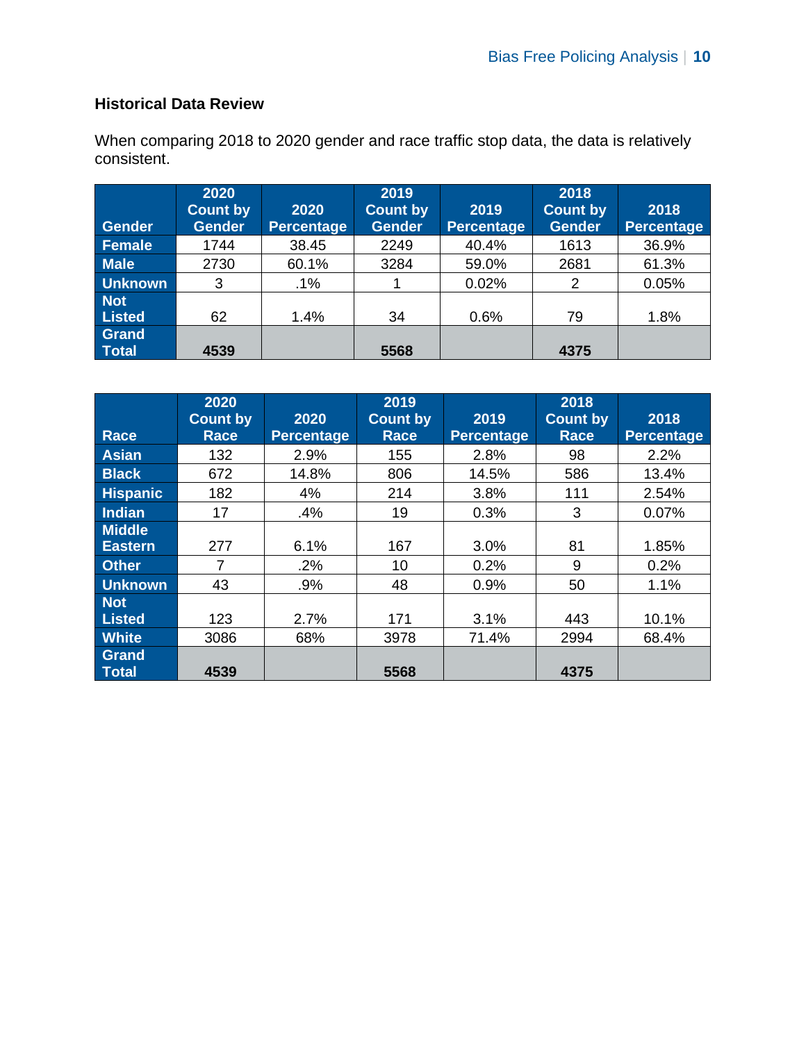### Historical Data Review

When comparing 2018 to 2020 gender and race traffic stop data, the data is relatively consistent.

| Gender | 2020 Count by Gender | 2020 Percentage | 2019 Count by Gender | 2019 Percentage | 2018 Count by Gender | 2018 Percentage |
|---|---|---|---|---|---|---|
| Female | 1744 | 38.45 | 2249 | 40.4% | 1613 | 36.9% |
| Male | 2730 | 60.1% | 3284 | 59.0% | 2681 | 61.3% |
| Unknown | 3 | .1% | 1 | 0.02% | 2 | 0.05% |
| Not Listed | 62 | 1.4% | 34 | 0.6% | 79 | 1.8% |
| Grand Total | **4539** | | **5568** | | **4375** | |

| Race | 2020 Count by Race | 2020 Percentage | 2019 Count by Race | 2019 Percentage | 2018 Count by Race | 2018 Percentage |
|---|---|---|---|---|---|---|
| Asian | 132 | 2.9% | 155 | 2.8% | 98 | 2.2% |
| Black | 672 | 14.8% | 806 | 14.5% | 586 | 13.4% |
| Hispanic | 182 | 4% | 214 | 3.8% | 111 | 2.54% |
| Indian | 17 | .4% | 19 | 0.3% | 3 | 0.07% |
| Middle Eastern | 277 | 6.1% | 167 | 3.0% | 81 | 1.85% |
| Other | 7 | .2% | 10 | 0.2% | 9 | 0.2% |
| Unknown | 43 | .9% | 48 | 0.9% | 50 | 1.1% |
| Not Listed | 123 | 2.7% | 171 | 3.1% | 443 | 10.1% |
| White | 3086 | 68% | 3978 | 71.4% | 2994 | 68.4% |
| Grand Total | **4539** | | **5568** | | **4375** | |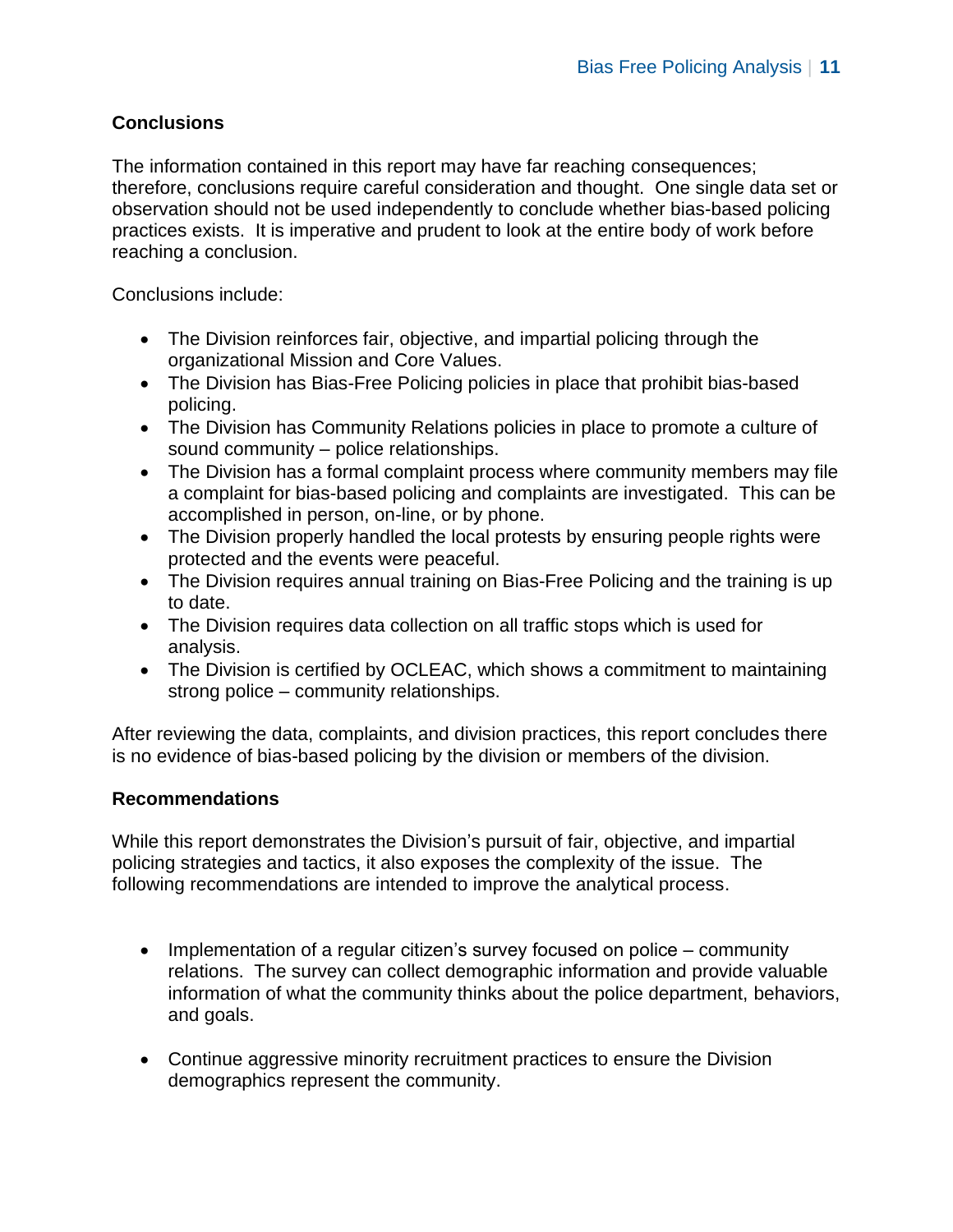**Conclusions**

The information contained in this report may have far reaching consequences; therefore, conclusions require careful consideration and thought. One single data set or observation should not be used independently to conclude whether bias-based policing practices exists. It is imperative and prudent to look at the entire body of work before reaching a conclusion.

Conclusions include:

- The Division reinforces fair, objective, and impartial policing through the organizational Mission and Core Values.
- The Division has Bias-Free Policing policies in place that prohibit bias-based policing.
- The Division has Community Relations policies in place to promote a culture of sound community – police relationships.
- The Division has a formal complaint process where community members may file a complaint for bias-based policing and complaints are investigated. This can be accomplished in person, on-line, or by phone.
- The Division properly handled the local protests by ensuring people rights were protected and the events were peaceful.
- The Division requires annual training on Bias-Free Policing and the training is up to date.
- The Division requires data collection on all traffic stops which is used for analysis.
- The Division is certified by OCLEAC, which shows a commitment to maintaining strong police – community relationships.

After reviewing the data, complaints, and division practices, this report concludes there is no evidence of bias-based policing by the division or members of the division.

**Recommendations**

While this report demonstrates the Division's pursuit of fair, objective, and impartial policing strategies and tactics, it also exposes the complexity of the issue. The following recommendations are intended to improve the analytical process.

- Implementation of a regular citizen's survey focused on police – community relations. The survey can collect demographic information and provide valuable information of what the community thinks about the police department, behaviors, and goals.

- Continue aggressive minority recruitment practices to ensure the Division demographics represent the community.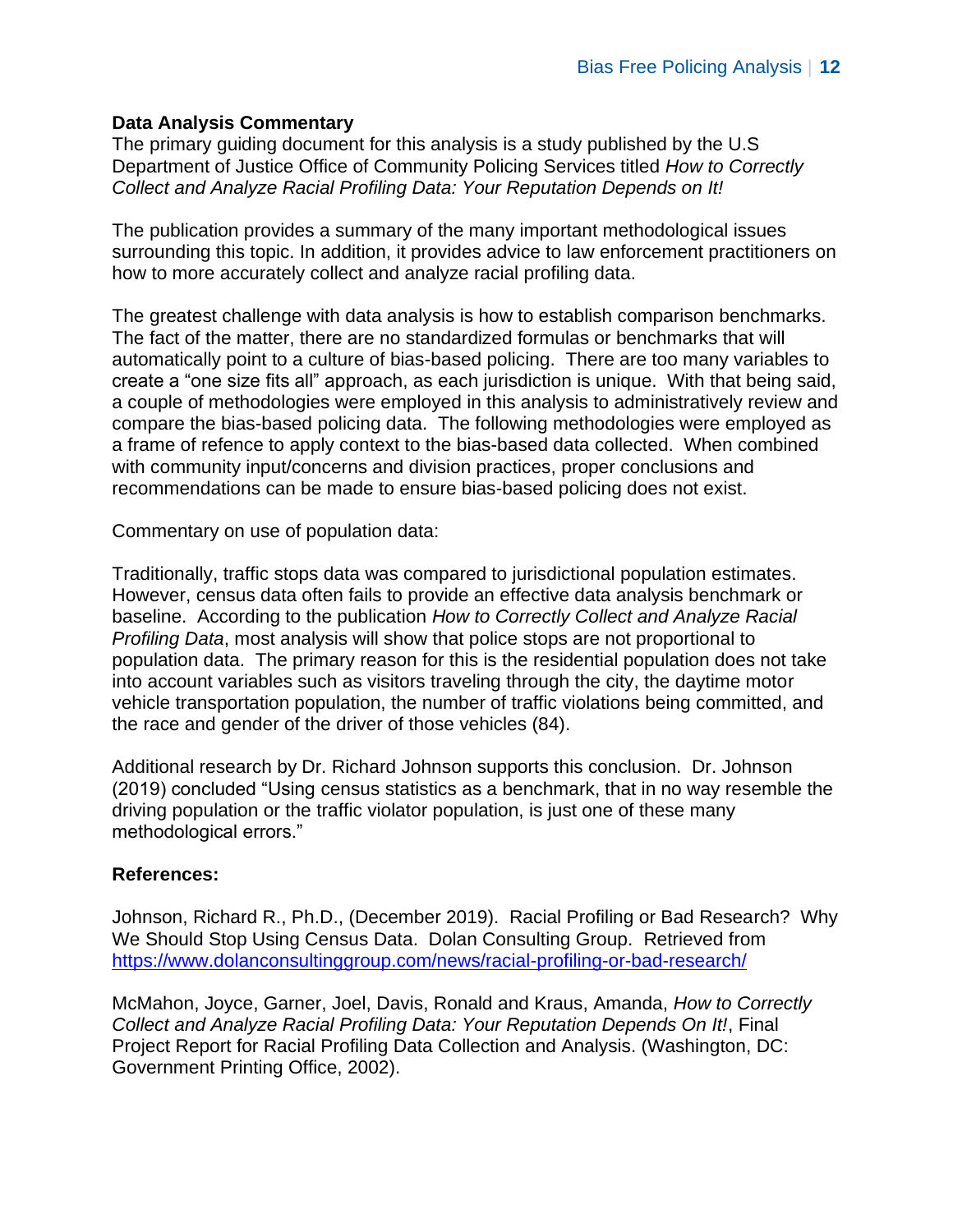**Data Analysis Commentary**
The primary guiding document for this analysis is a study published by the U.S Department of Justice Office of Community Policing Services titled *How to Correctly Collect and Analyze Racial Profiling Data: Your Reputation Depends on It!*

The publication provides a summary of the many important methodological issues surrounding this topic. In addition, it provides advice to law enforcement practitioners on how to more accurately collect and analyze racial profiling data.

The greatest challenge with data analysis is how to establish comparison benchmarks. The fact of the matter, there are no standardized formulas or benchmarks that will automatically point to a culture of bias-based policing. There are too many variables to create a "one size fits all" approach, as each jurisdiction is unique. With that being said, a couple of methodologies were employed in this analysis to administratively review and compare the bias-based policing data. The following methodologies were employed as a frame of refence to apply context to the bias-based data collected. When combined with community input/concerns and division practices, proper conclusions and recommendations can be made to ensure bias-based policing does not exist.

Commentary on use of population data:

Traditionally, traffic stops data was compared to jurisdictional population estimates. However, census data often fails to provide an effective data analysis benchmark or baseline. According to the publication *How to Correctly Collect and Analyze Racial Profiling Data*, most analysis will show that police stops are not proportional to population data. The primary reason for this is the residential population does not take into account variables such as visitors traveling through the city, the daytime motor vehicle transportation population, the number of traffic violations being committed, and the race and gender of the driver of those vehicles (84).

Additional research by Dr. Richard Johnson supports this conclusion. Dr. Johnson (2019) concluded "Using census statistics as a benchmark, that in no way resemble the driving population or the traffic violator population, is just one of these many methodological errors."

**References:**

Johnson, Richard R., Ph.D., (December 2019). Racial Profiling or Bad Research? Why We Should Stop Using Census Data. Dolan Consulting Group. Retrieved from https://www.dolanconsultinggroup.com/news/racial-profiling-or-bad-research/

McMahon, Joyce, Garner, Joel, Davis, Ronald and Kraus, Amanda, *How to Correctly Collect and Analyze Racial Profiling Data: Your Reputation Depends On It!*, Final Project Report for Racial Profiling Data Collection and Analysis. (Washington, DC: Government Printing Office, 2002).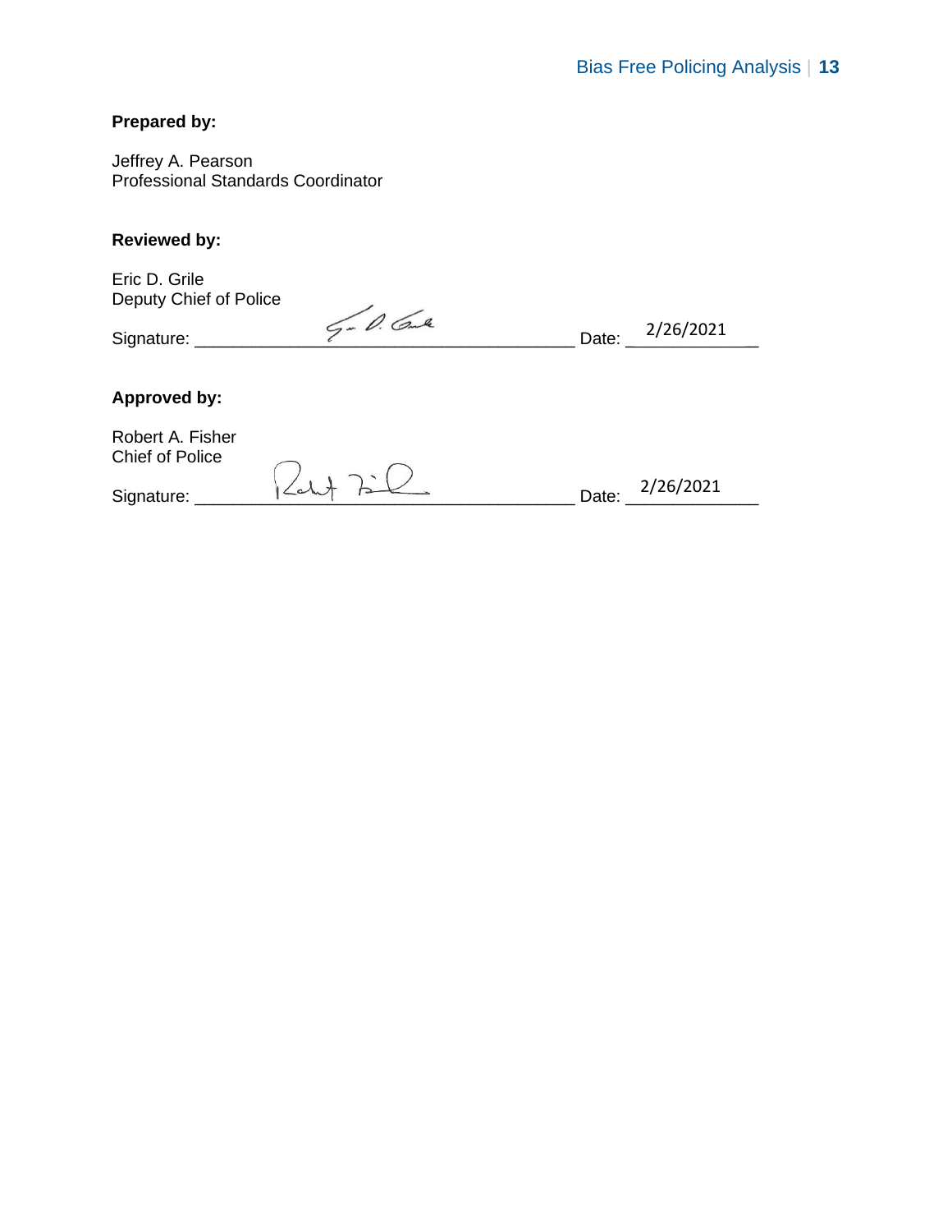**Prepared by:**

Jeffrey A. Pearson
Professional Standards Coordinator

**Reviewed by:**

Eric D. Grile
Deputy Chief of Police

Signature: ______________________ Date: 2/26/2021

**Approved by:**

Robert A. Fisher
Chief of Police

Signature: ______________________ Date: 2/26/2021